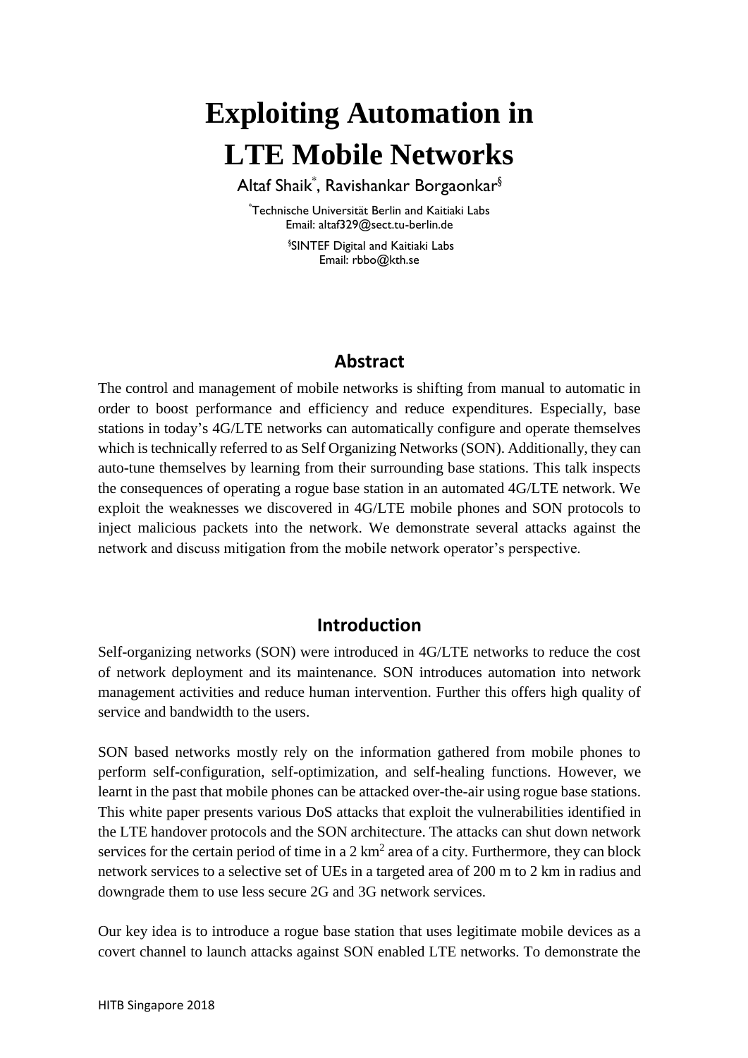# Exploiting Automation in LTE Mobile Networks

Altaf Shaik[*], Ravishankar Borgaonkar[§]

[*]Technische Universität Berlin and Kaitiaki Labs
Email: altaf329@sect.tu-berlin.de

[§]SINTEF Digital and Kaitiaki Labs
Email: rbbo@kth.se

## Abstract

The control and management of mobile networks is shifting from manual to automatic in order to boost performance and efficiency and reduce expenditures. Especially, base stations in today's 4G/LTE networks can automatically configure and operate themselves which is technically referred to as Self Organizing Networks (SON). Additionally, they can auto-tune themselves by learning from their surrounding base stations. This talk inspects the consequences of operating a rogue base station in an automated 4G/LTE network. We exploit the weaknesses we discovered in 4G/LTE mobile phones and SON protocols to inject malicious packets into the network. We demonstrate several attacks against the network and discuss mitigation from the mobile network operator's perspective.

## Introduction

Self-organizing networks (SON) were introduced in 4G/LTE networks to reduce the cost of network deployment and its maintenance. SON introduces automation into network management activities and reduce human intervention. Further this offers high quality of service and bandwidth to the users.

SON based networks mostly rely on the information gathered from mobile phones to perform self-configuration, self-optimization, and self-healing functions. However, we learnt in the past that mobile phones can be attacked over-the-air using rogue base stations. This white paper presents various DoS attacks that exploit the vulnerabilities identified in the LTE handover protocols and the SON architecture. The attacks can shut down network services for the certain period of time in a 2 $km^2$ area of a city. Furthermore, they can block network services to a selective set of UEs in a targeted area of 200 m to 2 km in radius and downgrade them to use less secure 2G and 3G network services.

Our key idea is to introduce a rogue base station that uses legitimate mobile devices as a covert channel to launch attacks against SON enabled LTE networks. To demonstrate the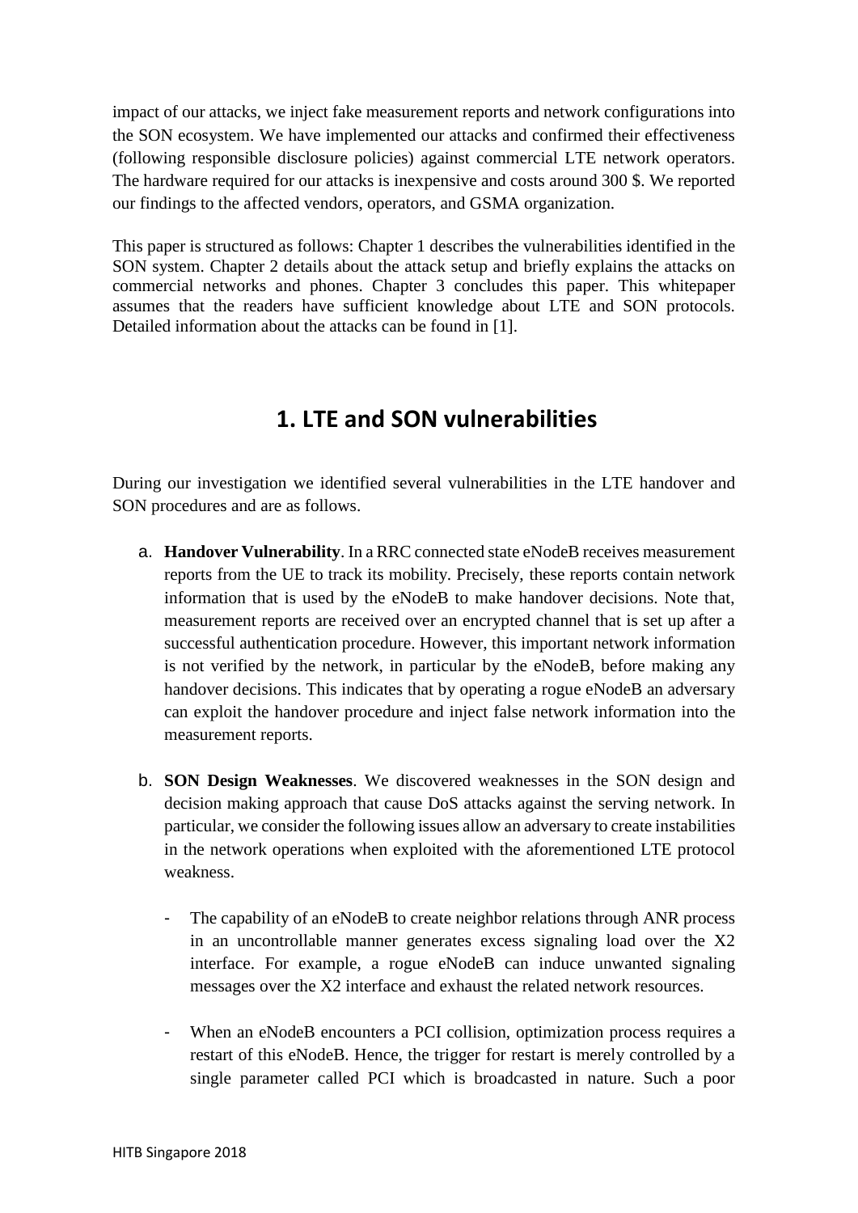impact of our attacks, we inject fake measurement reports and network configurations into the SON ecosystem. We have implemented our attacks and confirmed their effectiveness (following responsible disclosure policies) against commercial LTE network operators. The hardware required for our attacks is inexpensive and costs around 300 $. We reported our findings to the affected vendors, operators, and GSMA organization.

This paper is structured as follows: Chapter 1 describes the vulnerabilities identified in the SON system. Chapter 2 details about the attack setup and briefly explains the attacks on commercial networks and phones. Chapter 3 concludes this paper. This whitepaper assumes that the readers have sufficient knowledge about LTE and SON protocols. Detailed information about the attacks can be found in [1].

# 1. LTE and SON vulnerabilities

During our investigation we identified several vulnerabilities in the LTE handover and SON procedures and are as follows.

a. **Handover Vulnerability**. In a RRC connected state eNodeB receives measurement reports from the UE to track its mobility. Precisely, these reports contain network information that is used by the eNodeB to make handover decisions. Note that, measurement reports are received over an encrypted channel that is set up after a successful authentication procedure. However, this important network information is not verified by the network, in particular by the eNodeB, before making any handover decisions. This indicates that by operating a rogue eNodeB an adversary can exploit the handover procedure and inject false network information into the measurement reports.

b. **SON Design Weaknesses**. We discovered weaknesses in the SON design and decision making approach that cause DoS attacks against the serving network. In particular, we consider the following issues allow an adversary to create instabilities in the network operations when exploited with the aforementioned LTE protocol weakness.

   - The capability of an eNodeB to create neighbor relations through ANR process in an uncontrollable manner generates excess signaling load over the X2 interface. For example, a rogue eNodeB can induce unwanted signaling messages over the X2 interface and exhaust the related network resources.

   - When an eNodeB encounters a PCI collision, optimization process requires a restart of this eNodeB. Hence, the trigger for restart is merely controlled by a single parameter called PCI which is broadcasted in nature. Such a poor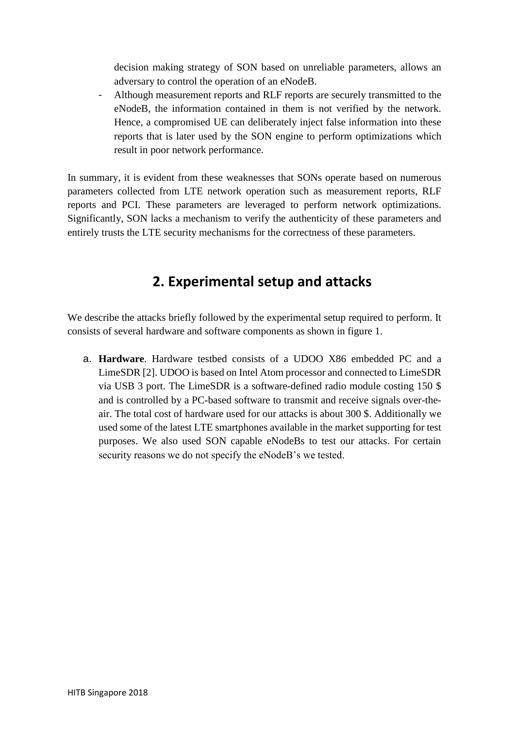decision making strategy of SON based on unreliable parameters, allows an adversary to control the operation of an eNodeB.

- Although measurement reports and RLF reports are securely transmitted to the eNodeB, the information contained in them is not verified by the network. Hence, a compromised UE can deliberately inject false information into these reports that is later used by the SON engine to perform optimizations which result in poor network performance.

In summary, it is evident from these weaknesses that SONs operate based on numerous parameters collected from LTE network operation such as measurement reports, RLF reports and PCI. These parameters are leveraged to perform network optimizations. Significantly, SON lacks a mechanism to verify the authenticity of these parameters and entirely trusts the LTE security mechanisms for the correctness of these parameters.

# 2. Experimental setup and attacks

We describe the attacks briefly followed by the experimental setup required to perform. It consists of several hardware and software components as shown in figure 1.

a. **Hardware**. Hardware testbed consists of a UDOO X86 embedded PC and a LimeSDR [2]. UDOO is based on Intel Atom processor and connected to LimeSDR via USB 3 port. The LimeSDR is a software-defined radio module costing 150 $ and is controlled by a PC-based software to transmit and receive signals over-the-air. The total cost of hardware used for our attacks is about 300 $. Additionally we used some of the latest LTE smartphones available in the market supporting for test purposes. We also used SON capable eNodeBs to test our attacks. For certain security reasons we do not specify the eNodeB's we tested.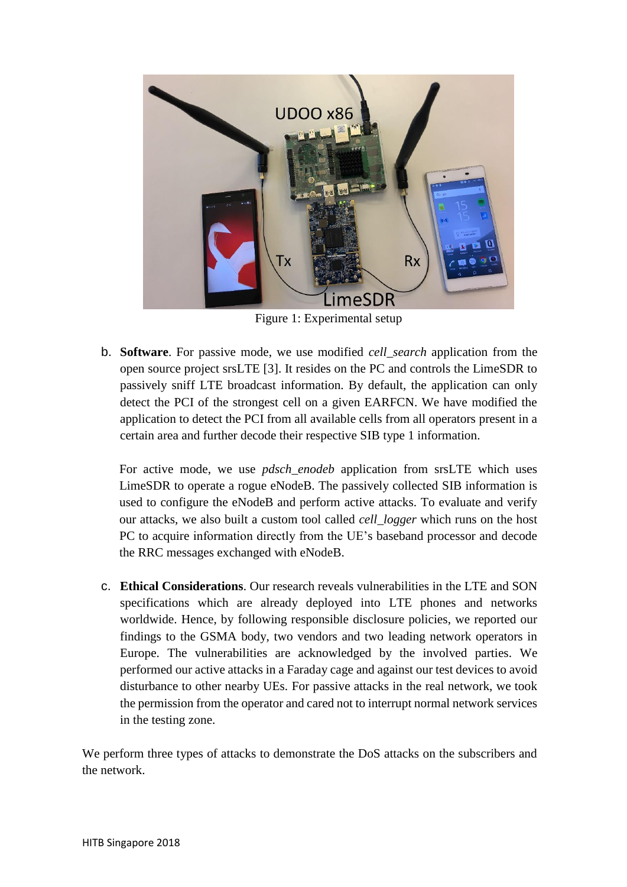Figure 1: Experimental setup

b. **Software**. For passive mode, we use modified *cell_search* application from the open source project srsLTE [3]. It resides on the PC and controls the LimeSDR to passively sniff LTE broadcast information. By default, the application can only detect the PCI of the strongest cell on a given EARFCN. We have modified the application to detect the PCI from all available cells from all operators present in a certain area and further decode their respective SIB type 1 information.

   For active mode, we use *pdsch_enodeb* application from srsLTE which uses LimeSDR to operate a rogue eNodeB. The passively collected SIB information is used to configure the eNodeB and perform active attacks. To evaluate and verify our attacks, we also built a custom tool called *cell_logger* which runs on the host PC to acquire information directly from the UE's baseband processor and decode the RRC messages exchanged with eNodeB.

c. **Ethical Considerations**. Our research reveals vulnerabilities in the LTE and SON specifications which are already deployed into LTE phones and networks worldwide. Hence, by following responsible disclosure policies, we reported our findings to the GSMA body, two vendors and two leading network operators in Europe. The vulnerabilities are acknowledged by the involved parties. We performed our active attacks in a Faraday cage and against our test devices to avoid disturbance to other nearby UEs. For passive attacks in the real network, we took the permission from the operator and cared not to interrupt normal network services in the testing zone.

We perform three types of attacks to demonstrate the DoS attacks on the subscribers and the network.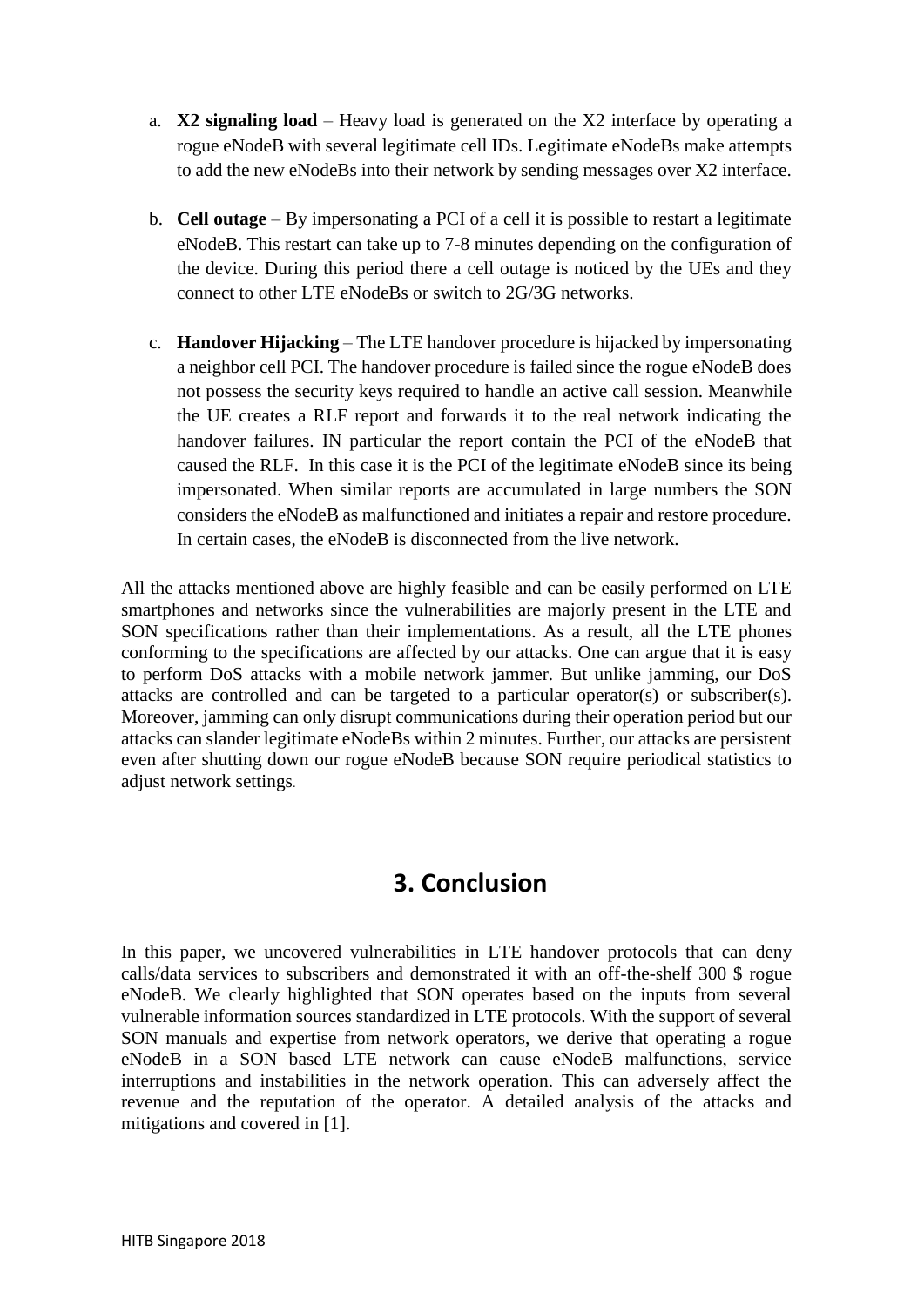a. **X2 signaling load** – Heavy load is generated on the X2 interface by operating a rogue eNodeB with several legitimate cell IDs. Legitimate eNodeBs make attempts to add the new eNodeBs into their network by sending messages over X2 interface.

b. **Cell outage** – By impersonating a PCI of a cell it is possible to restart a legitimate eNodeB. This restart can take up to 7-8 minutes depending on the configuration of the device. During this period there a cell outage is noticed by the UEs and they connect to other LTE eNodeBs or switch to 2G/3G networks.

c. **Handover Hijacking** – The LTE handover procedure is hijacked by impersonating a neighbor cell PCI. The handover procedure is failed since the rogue eNodeB does not possess the security keys required to handle an active call session. Meanwhile the UE creates a RLF report and forwards it to the real network indicating the handover failures. IN particular the report contain the PCI of the eNodeB that caused the RLF. In this case it is the PCI of the legitimate eNodeB since its being impersonated. When similar reports are accumulated in large numbers the SON considers the eNodeB as malfunctioned and initiates a repair and restore procedure. In certain cases, the eNodeB is disconnected from the live network.

All the attacks mentioned above are highly feasible and can be easily performed on LTE smartphones and networks since the vulnerabilities are majorly present in the LTE and SON specifications rather than their implementations. As a result, all the LTE phones conforming to the specifications are affected by our attacks. One can argue that it is easy to perform DoS attacks with a mobile network jammer. But unlike jamming, our DoS attacks are controlled and can be targeted to a particular operator(s) or subscriber(s). Moreover, jamming can only disrupt communications during their operation period but our attacks can slander legitimate eNodeBs within 2 minutes. Further, our attacks are persistent even after shutting down our rogue eNodeB because SON require periodical statistics to adjust network settings.

# 3. Conclusion

In this paper, we uncovered vulnerabilities in LTE handover protocols that can deny calls/data services to subscribers and demonstrated it with an off-the-shelf 300 $ rogue eNodeB. We clearly highlighted that SON operates based on the inputs from several vulnerable information sources standardized in LTE protocols. With the support of several SON manuals and expertise from network operators, we derive that operating a rogue eNodeB in a SON based LTE network can cause eNodeB malfunctions, service interruptions and instabilities in the network operation. This can adversely affect the revenue and the reputation of the operator. A detailed analysis of the attacks and mitigations and covered in [1].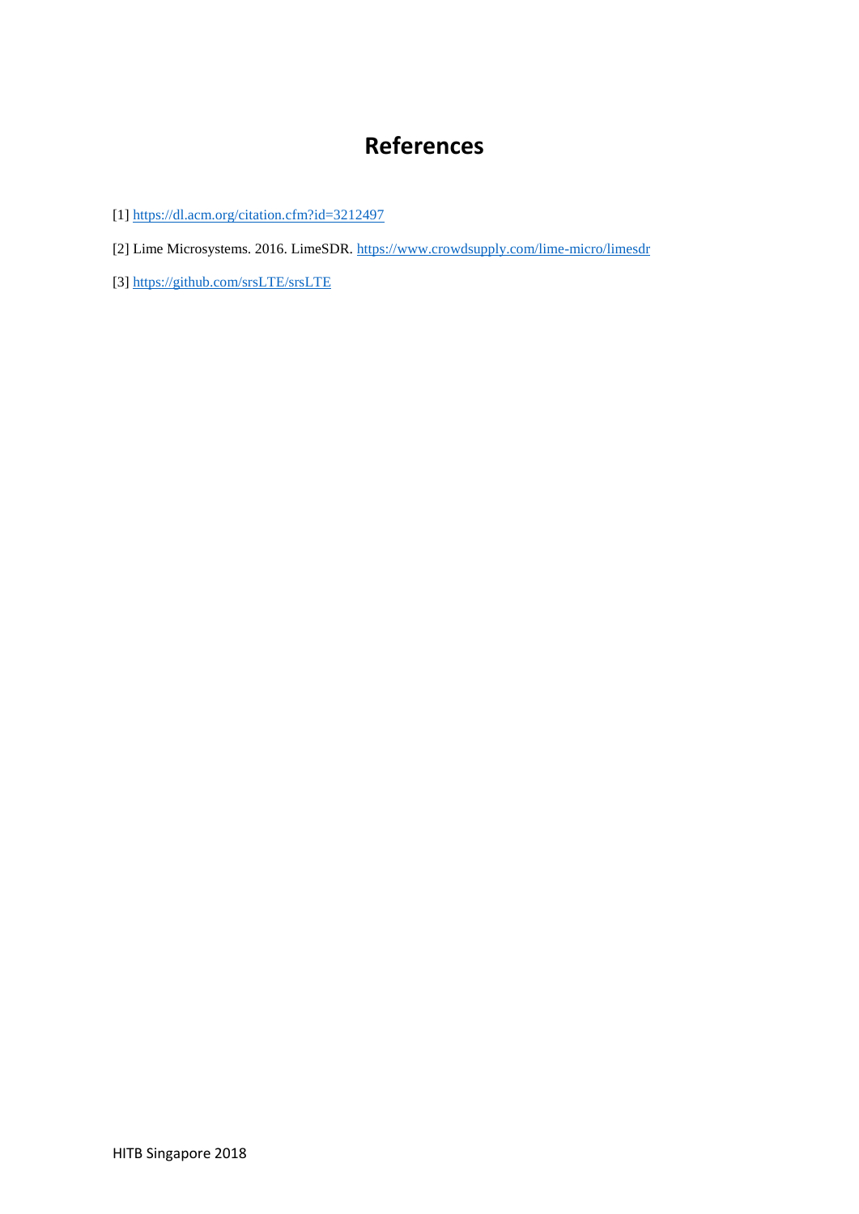# References

[1] https://dl.acm.org/citation.cfm?id=3212497

[2] Lime Microsystems. 2016. LimeSDR. https://www.crowdsupply.com/lime-micro/limesdr

[3] https://github.com/srsLTE/srsLTE